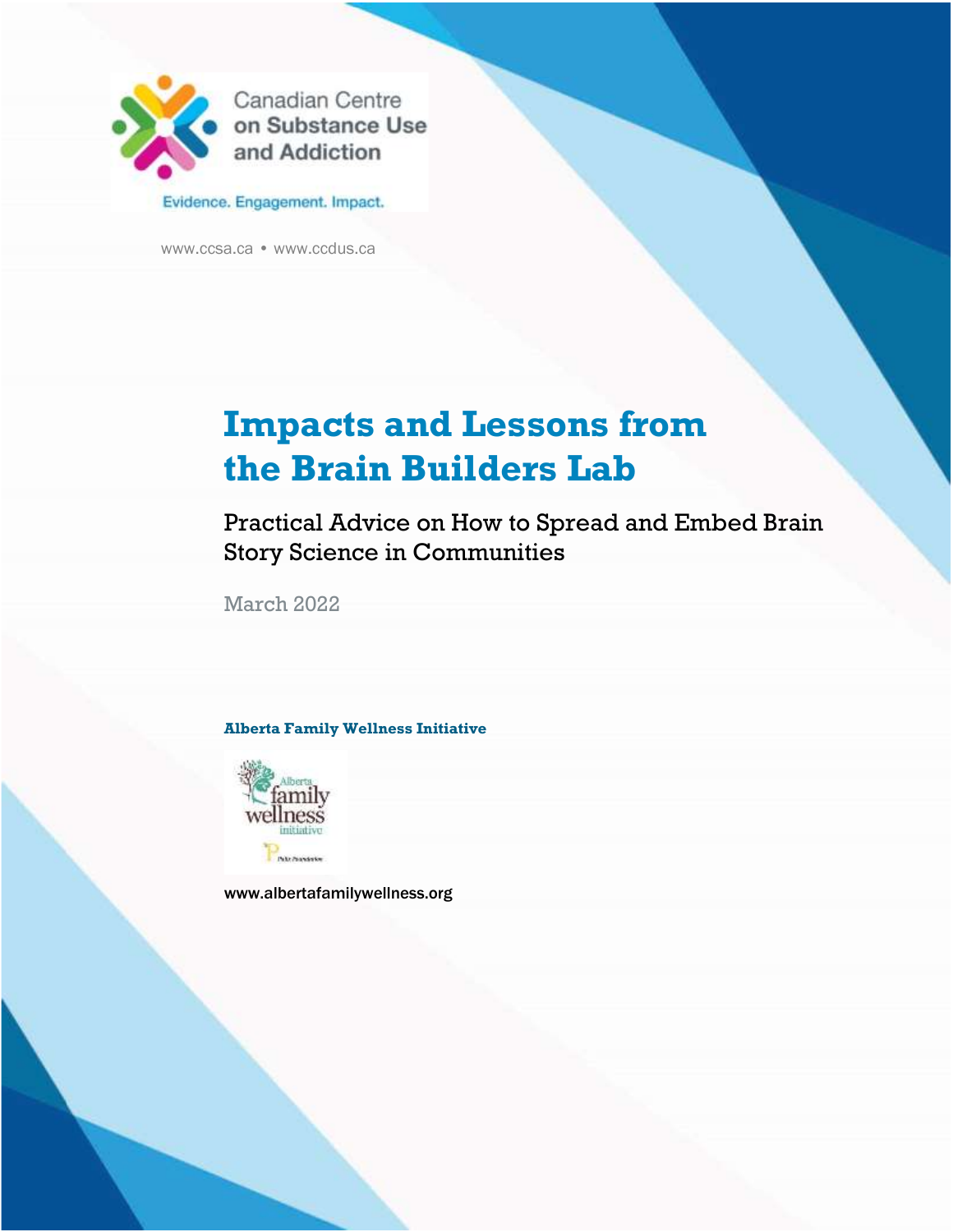Canadian Centre on Substance Use and Addiction

Evidence. Engagement. Impact.

www.ccsa.ca • www.ccdus.ca

# Impacts and Lessons from the Brain Builders Lab

## Practical Advice on How to Spread and Embed Brain Story Science in Communities

March 2022

**Alberta Family Wellness Initiative**

www.albertafamilywellness.org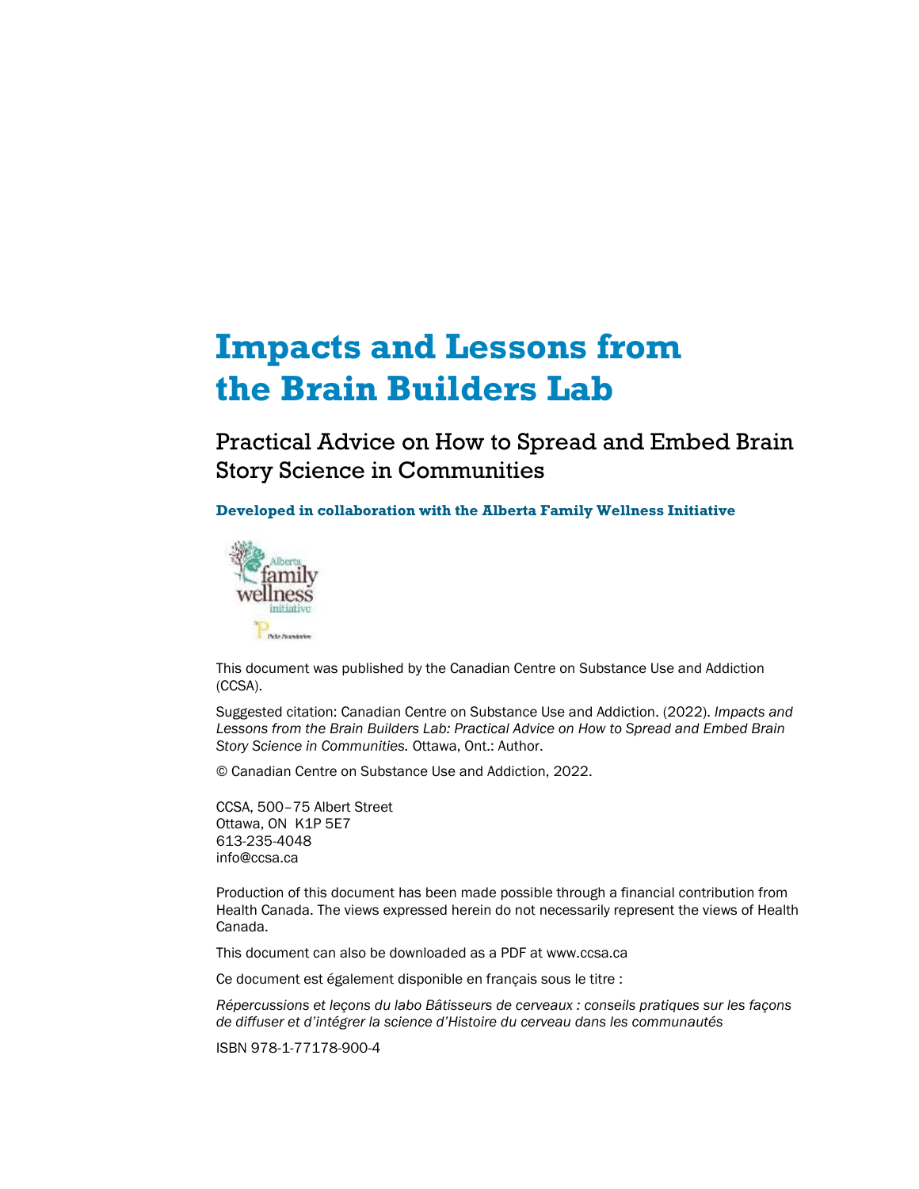# Impacts and Lessons from the Brain Builders Lab

## Practical Advice on How to Spread and Embed Brain Story Science in Communities

**Developed in collaboration with the Alberta Family Wellness Initiative**

This document was published by the Canadian Centre on Substance Use and Addiction (CCSA).

Suggested citation: Canadian Centre on Substance Use and Addiction. (2022). *Impacts and Lessons from the Brain Builders Lab: Practical Advice on How to Spread and Embed Brain Story Science in Communities.* Ottawa, Ont.: Author.

© Canadian Centre on Substance Use and Addiction, 2022.

CCSA, 500–75 Albert Street
Ottawa, ON K1P 5E7
613-235-4048
info@ccsa.ca

Production of this document has been made possible through a financial contribution from Health Canada. The views expressed herein do not necessarily represent the views of Health Canada.

This document can also be downloaded as a PDF at www.ccsa.ca

Ce document est également disponible en français sous le titre :

*Répercussions et leçons du labo Bâtisseurs de cerveaux : conseils pratiques sur les façons de diffuser et d'intégrer la science d'Histoire du cerveau dans les communautés*

ISBN 978-1-77178-900-4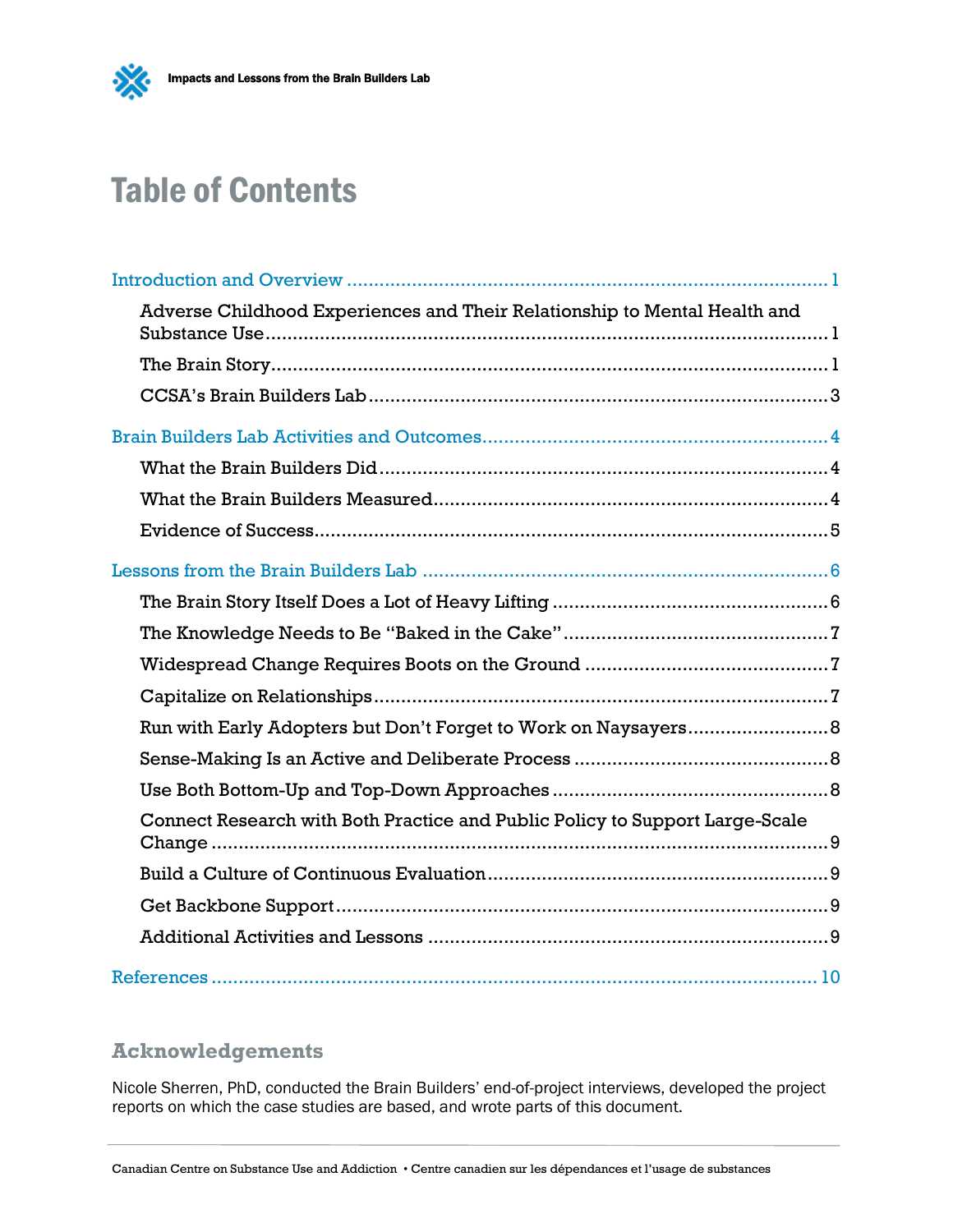# Table of Contents

Introduction and Overview ........................................................................................ 1

- Adverse Childhood Experiences and Their Relationship to Mental Health and Substance Use ........................................................................................ 1
- The Brain Story ........................................................................................ 1
- CCSA's Brain Builders Lab ........................................................................................ 3

Brain Builders Lab Activities and Outcomes ........................................................................................ 4

- What the Brain Builders Did ........................................................................................ 4
- What the Brain Builders Measured ........................................................................................ 4
- Evidence of Success ........................................................................................ 5

Lessons from the Brain Builders Lab ........................................................................................ 6

- The Brain Story Itself Does a Lot of Heavy Lifting ........................................................................................ 6
- The Knowledge Needs to Be "Baked in the Cake" ........................................................................................ 7
- Widespread Change Requires Boots on the Ground ........................................................................................ 7
- Capitalize on Relationships ........................................................................................ 7
- Run with Early Adopters but Don't Forget to Work on Naysayers ........................................................................................ 8
- Sense-Making Is an Active and Deliberate Process ........................................................................................ 8
- Use Both Bottom-Up and Top-Down Approaches ........................................................................................ 8
- Connect Research with Both Practice and Public Policy to Support Large-Scale Change ........................................................................................ 9
- Build a Culture of Continuous Evaluation ........................................................................................ 9
- Get Backbone Support ........................................................................................ 9
- Additional Activities and Lessons ........................................................................................ 9

References ........................................................................................ 10

## Acknowledgements

Nicole Sherren, PhD, conducted the Brain Builders' end-of-project interviews, developed the project reports on which the case studies are based, and wrote parts of this document.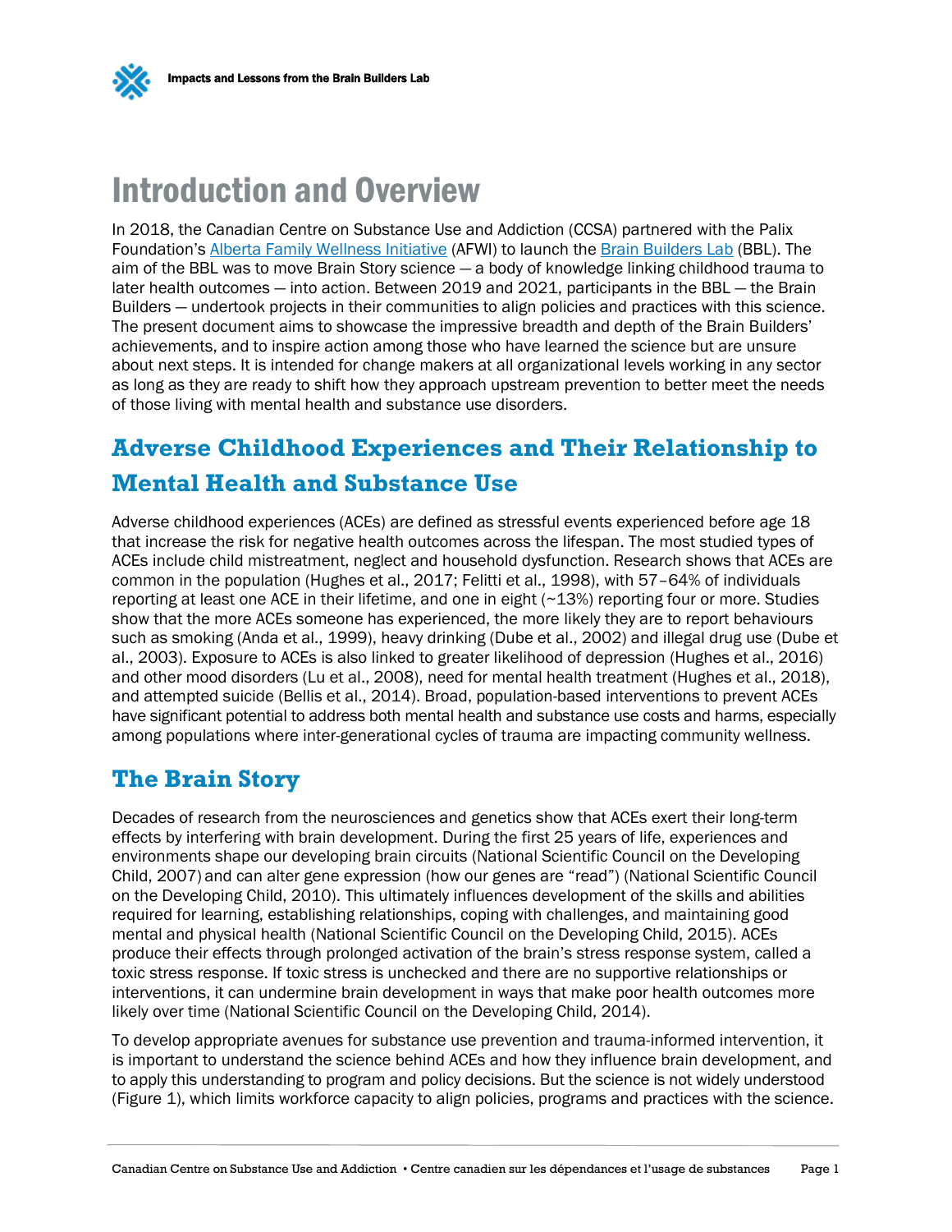# Introduction and Overview

In 2018, the Canadian Centre on Substance Use and Addiction (CCSA) partnered with the Palix Foundation's Alberta Family Wellness Initiative (AFWI) to launch the Brain Builders Lab (BBL). The aim of the BBL was to move Brain Story science — a body of knowledge linking childhood trauma to later health outcomes — into action. Between 2019 and 2021, participants in the BBL — the Brain Builders — undertook projects in their communities to align policies and practices with this science. The present document aims to showcase the impressive breadth and depth of the Brain Builders' achievements, and to inspire action among those who have learned the science but are unsure about next steps. It is intended for change makers at all organizational levels working in any sector as long as they are ready to shift how they approach upstream prevention to better meet the needs of those living with mental health and substance use disorders.

## Adverse Childhood Experiences and Their Relationship to Mental Health and Substance Use

Adverse childhood experiences (ACEs) are defined as stressful events experienced before age 18 that increase the risk for negative health outcomes across the lifespan. The most studied types of ACEs include child mistreatment, neglect and household dysfunction. Research shows that ACEs are common in the population (Hughes et al., 2017; Felitti et al., 1998), with 57–64% of individuals reporting at least one ACE in their lifetime, and one in eight (~13%) reporting four or more. Studies show that the more ACEs someone has experienced, the more likely they are to report behaviours such as smoking (Anda et al., 1999), heavy drinking (Dube et al., 2002) and illegal drug use (Dube et al., 2003). Exposure to ACEs is also linked to greater likelihood of depression (Hughes et al., 2016) and other mood disorders (Lu et al., 2008), need for mental health treatment (Hughes et al., 2018), and attempted suicide (Bellis et al., 2014). Broad, population-based interventions to prevent ACEs have significant potential to address both mental health and substance use costs and harms, especially among populations where inter-generational cycles of trauma are impacting community wellness.

## The Brain Story

Decades of research from the neurosciences and genetics show that ACEs exert their long-term effects by interfering with brain development. During the first 25 years of life, experiences and environments shape our developing brain circuits (National Scientific Council on the Developing Child, 2007) and can alter gene expression (how our genes are "read") (National Scientific Council on the Developing Child, 2010). This ultimately influences development of the skills and abilities required for learning, establishing relationships, coping with challenges, and maintaining good mental and physical health (National Scientific Council on the Developing Child, 2015). ACEs produce their effects through prolonged activation of the brain's stress response system, called a toxic stress response. If toxic stress is unchecked and there are no supportive relationships or interventions, it can undermine brain development in ways that make poor health outcomes more likely over time (National Scientific Council on the Developing Child, 2014).

To develop appropriate avenues for substance use prevention and trauma-informed intervention, it is important to understand the science behind ACEs and how they influence brain development, and to apply this understanding to program and policy decisions. But the science is not widely understood (Figure 1), which limits workforce capacity to align policies, programs and practices with the science.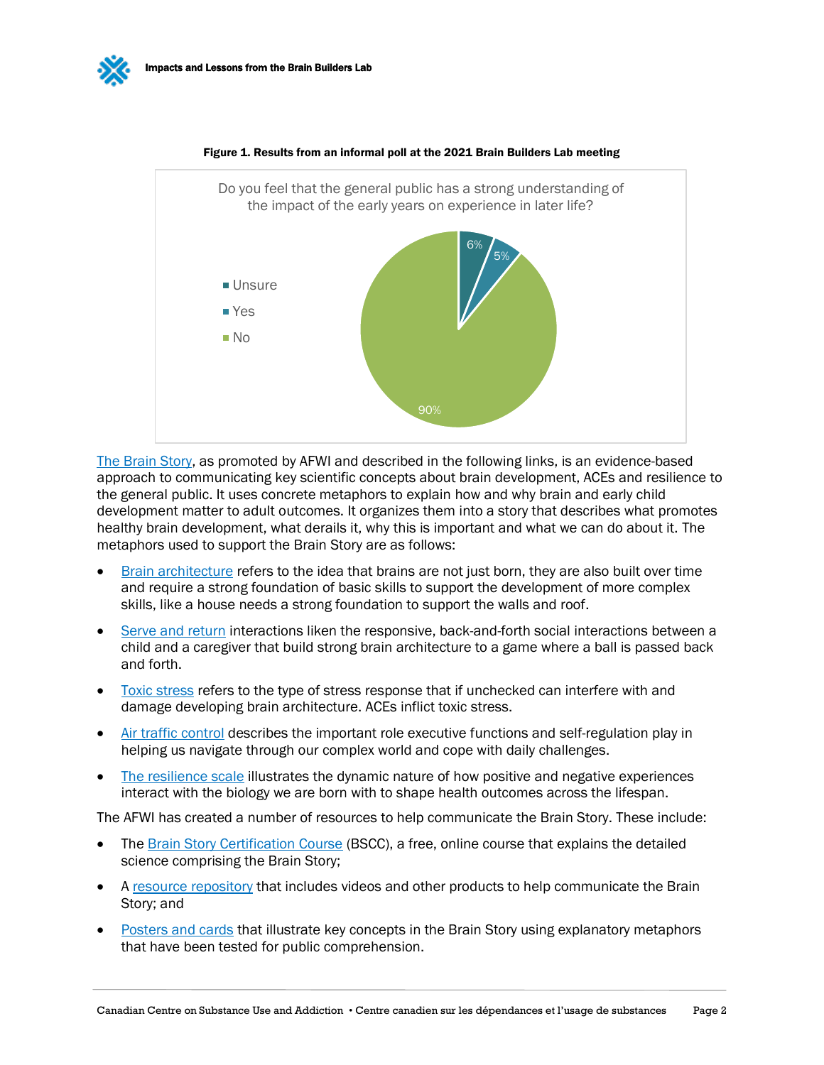**Figure 1. Results from an informal poll at the 2021 Brain Builders Lab meeting**

Do you feel that the general public has a strong understanding of the impact of the early years on experience in later life?

Unsure

Yes

No

6%

5%

90%

[The Brain Story](), as promoted by AFWI and described in the following links, is an evidence-based approach to communicating key scientific concepts about brain development, ACEs and resilience to the general public. It uses concrete metaphors to explain how and why brain and early child development matter to adult outcomes. It organizes them into a story that describes what promotes healthy brain development, what derails it, why this is important and what we can do about it. The metaphors used to support the Brain Story are as follows:

- [Brain architecture]() refers to the idea that brains are not just born, they are also built over time and require a strong foundation of basic skills to support the development of more complex skills, like a house needs a strong foundation to support the walls and roof.
- [Serve and return]() interactions liken the responsive, back-and-forth social interactions between a child and a caregiver that build strong brain architecture to a game where a ball is passed back and forth.
- [Toxic stress]() refers to the type of stress response that if unchecked can interfere with and damage developing brain architecture. ACEs inflict toxic stress.
- [Air traffic control]() describes the important role executive functions and self-regulation play in helping us navigate through our complex world and cope with daily challenges.
- [The resilience scale]() illustrates the dynamic nature of how positive and negative experiences interact with the biology we are born with to shape health outcomes across the lifespan.

The AFWI has created a number of resources to help communicate the Brain Story. These include:

- The [Brain Story Certification Course]() (BSCC), a free, online course that explains the detailed science comprising the Brain Story;
- A [resource repository]() that includes videos and other products to help communicate the Brain Story; and
- [Posters and cards]() that illustrate key concepts in the Brain Story using explanatory metaphors that have been tested for public comprehension.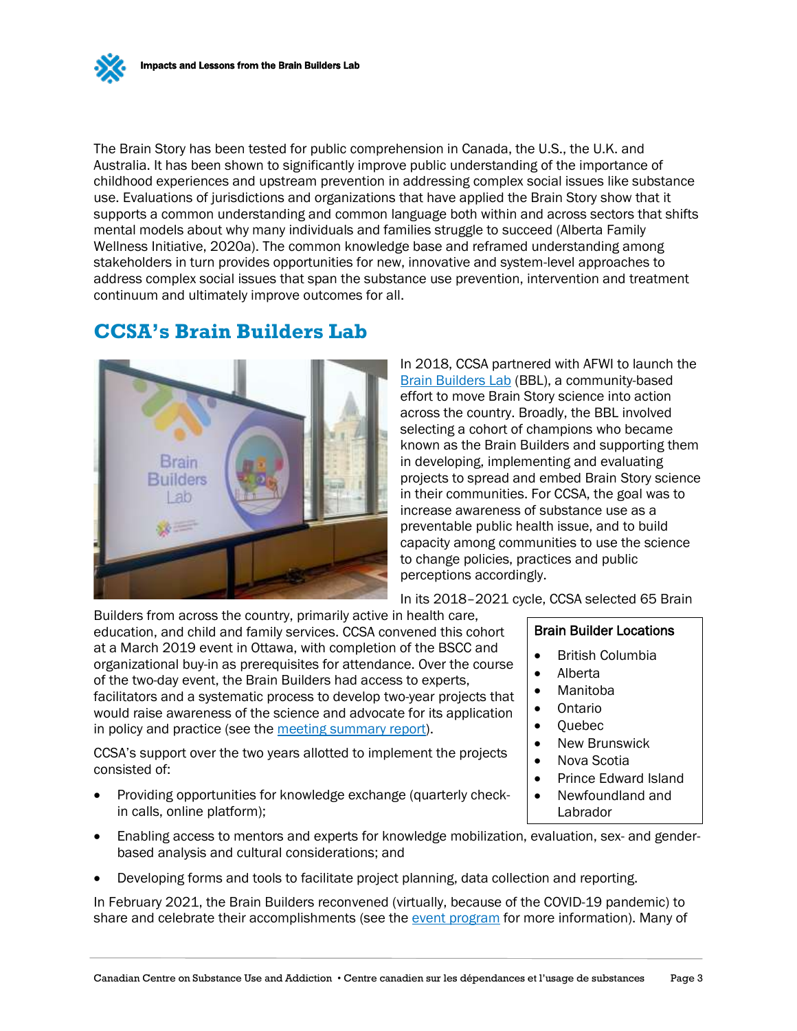The Brain Story has been tested for public comprehension in Canada, the U.S., the U.K. and Australia. It has been shown to significantly improve public understanding of the importance of childhood experiences and upstream prevention in addressing complex social issues like substance use. Evaluations of jurisdictions and organizations that have applied the Brain Story show that it supports a common understanding and common language both within and across sectors that shifts mental models about why many individuals and families struggle to succeed (Alberta Family Wellness Initiative, 2020a). The common knowledge base and reframed understanding among stakeholders in turn provides opportunities for new, innovative and system-level approaches to address complex social issues that span the substance use prevention, intervention and treatment continuum and ultimately improve outcomes for all.

## CCSA's Brain Builders Lab

In 2018, CCSA partnered with AFWI to launch the Brain Builders Lab (BBL), a community-based effort to move Brain Story science into action across the country. Broadly, the BBL involved selecting a cohort of champions who became known as the Brain Builders and supporting them in developing, implementing and evaluating projects to spread and embed Brain Story science in their communities. For CCSA, the goal was to increase awareness of substance use as a preventable public health issue, and to build capacity among communities to use the science to change policies, practices and public perceptions accordingly.

In its 2018–2021 cycle, CCSA selected 65 Brain Builders from across the country, primarily active in health care, education, and child and family services. CCSA convened this cohort at a March 2019 event in Ottawa, with completion of the BSCC and organizational buy-in as prerequisites for attendance. Over the course of the two-day event, the Brain Builders had access to experts, facilitators and a systematic process to develop two-year projects that would raise awareness of the science and advocate for its application in policy and practice (see the meeting summary report).

**Brain Builder Locations**

- British Columbia
- Alberta
- Manitoba
- Ontario
- Quebec
- New Brunswick
- Nova Scotia
- Prince Edward Island
- Newfoundland and Labrador

CCSA's support over the two years allotted to implement the projects consisted of:

- Providing opportunities for knowledge exchange (quarterly check-in calls, online platform);
- Enabling access to mentors and experts for knowledge mobilization, evaluation, sex- and gender-based analysis and cultural considerations; and
- Developing forms and tools to facilitate project planning, data collection and reporting.

In February 2021, the Brain Builders reconvened (virtually, because of the COVID-19 pandemic) to share and celebrate their accomplishments (see the event program for more information). Many of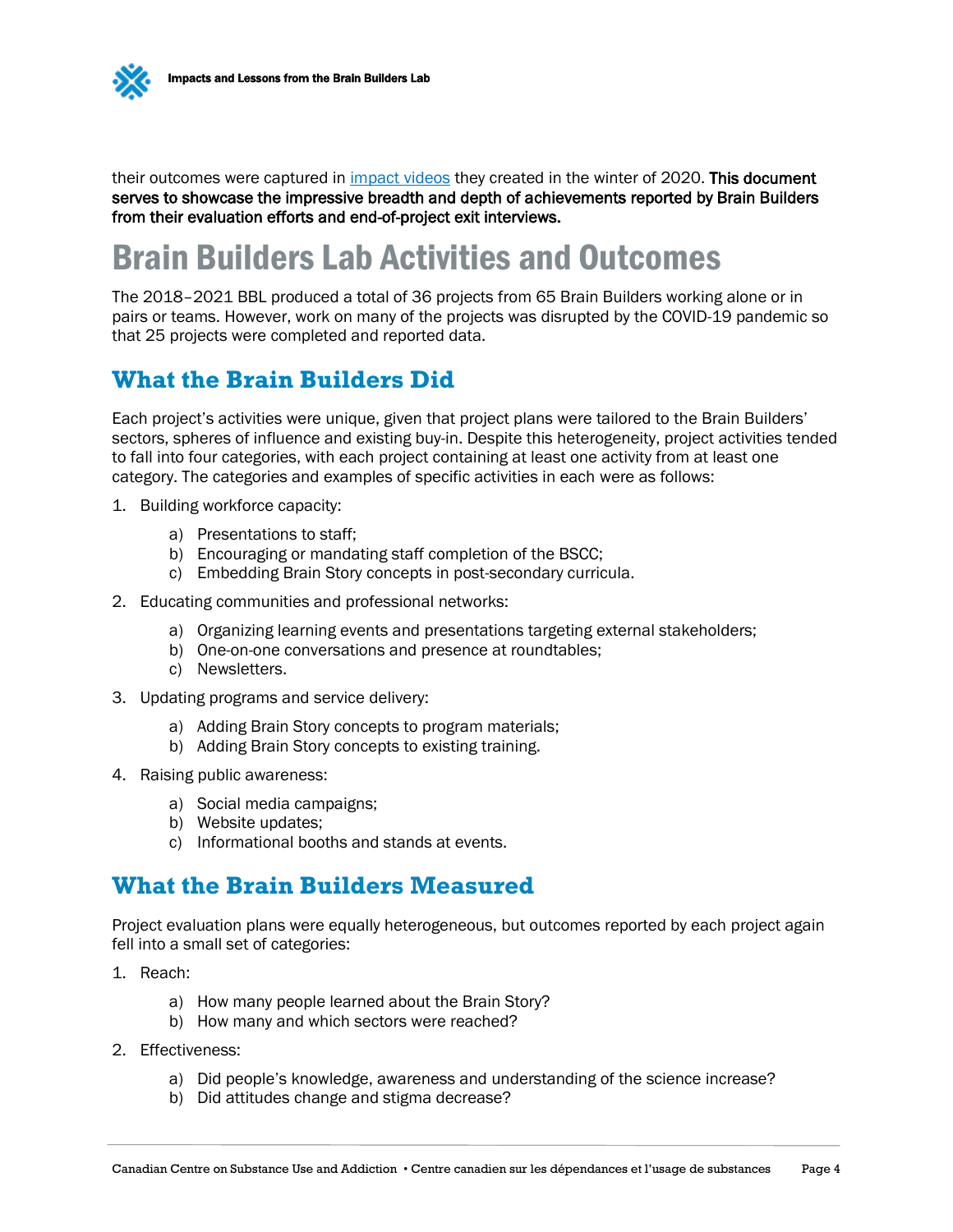their outcomes were captured in [impact videos]() they created in the winter of 2020. **This document serves to showcase the impressive breadth and depth of achievements reported by Brain Builders from their evaluation efforts and end-of-project exit interviews.**

# Brain Builders Lab Activities and Outcomes

The 2018–2021 BBL produced a total of 36 projects from 65 Brain Builders working alone or in pairs or teams. However, work on many of the projects was disrupted by the COVID-19 pandemic so that 25 projects were completed and reported data.

## What the Brain Builders Did

Each project's activities were unique, given that project plans were tailored to the Brain Builders' sectors, spheres of influence and existing buy-in. Despite this heterogeneity, project activities tended to fall into four categories, with each project containing at least one activity from at least one category. The categories and examples of specific activities in each were as follows:

1. Building workforce capacity:
   a) Presentations to staff;
   b) Encouraging or mandating staff completion of the BSCC;
   c) Embedding Brain Story concepts in post-secondary curricula.
2. Educating communities and professional networks:
   a) Organizing learning events and presentations targeting external stakeholders;
   b) One-on-one conversations and presence at roundtables;
   c) Newsletters.
3. Updating programs and service delivery:
   a) Adding Brain Story concepts to program materials;
   b) Adding Brain Story concepts to existing training.
4. Raising public awareness:
   a) Social media campaigns;
   b) Website updates;
   c) Informational booths and stands at events.

## What the Brain Builders Measured

Project evaluation plans were equally heterogeneous, but outcomes reported by each project again fell into a small set of categories:

1. Reach:
   a) How many people learned about the Brain Story?
   b) How many and which sectors were reached?
2. Effectiveness:
   a) Did people's knowledge, awareness and understanding of the science increase?
   b) Did attitudes change and stigma decrease?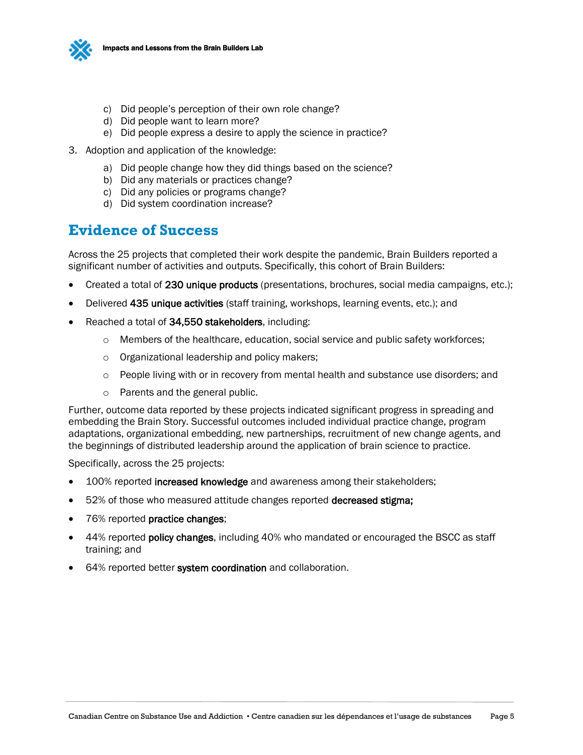c) Did people's perception of their own role change?
d) Did people want to learn more?
e) Did people express a desire to apply the science in practice?

3. Adoption and application of the knowledge:

a) Did people change how they did things based on the science?
b) Did any materials or practices change?
c) Did any policies or programs change?
d) Did system coordination increase?

## Evidence of Success

Across the 25 projects that completed their work despite the pandemic, Brain Builders reported a significant number of activities and outputs. Specifically, this cohort of Brain Builders:

- Created a total of **230 unique products** (presentations, brochures, social media campaigns, etc.);
- Delivered **435 unique activities** (staff training, workshops, learning events, etc.); and
- Reached a total of **34,550 stakeholders**, including:
  - Members of the healthcare, education, social service and public safety workforces;
  - Organizational leadership and policy makers;
  - People living with or in recovery from mental health and substance use disorders; and
  - Parents and the general public.

Further, outcome data reported by these projects indicated significant progress in spreading and embedding the Brain Story. Successful outcomes included individual practice change, program adaptations, organizational embedding, new partnerships, recruitment of new change agents, and the beginnings of distributed leadership around the application of brain science to practice.

Specifically, across the 25 projects:

- 100% reported **increased knowledge** and awareness among their stakeholders;
- 52% of those who measured attitude changes reported **decreased stigma;**
- 76% reported **practice changes**;
- 44% reported **policy changes**, including 40% who mandated or encouraged the BSCC as staff training; and
- 64% reported better **system coordination** and collaboration.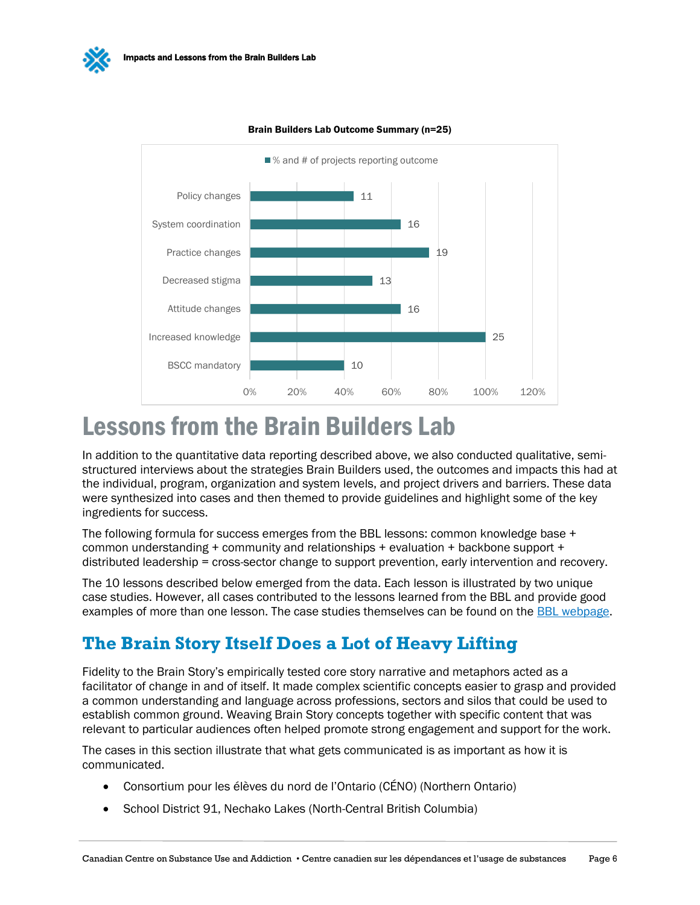**Brain Builders Lab Outcome Summary (n=25)**

% and # of projects reporting outcome

Policy changes 11
System coordination 16
Practice changes 19
Decreased stigma 13
Attitude changes 16
Increased knowledge 25
BSCC mandatory 10

0% 20% 40% 60% 80% 100% 120%

# Lessons from the Brain Builders Lab

In addition to the quantitative data reporting described above, we also conducted qualitative, semi-structured interviews about the strategies Brain Builders used, the outcomes and impacts this had at the individual, program, organization and system levels, and project drivers and barriers. These data were synthesized into cases and then themed to provide guidelines and highlight some of the key ingredients for success.

The following formula for success emerges from the BBL lessons: common knowledge base + common understanding + community and relationships + evaluation + backbone support + distributed leadership = cross-sector change to support prevention, early intervention and recovery.

The 10 lessons described below emerged from the data. Each lesson is illustrated by two unique case studies. However, all cases contributed to the lessons learned from the BBL and provide good examples of more than one lesson. The case studies themselves can be found on the [BBL webpage](BBL webpage).

## The Brain Story Itself Does a Lot of Heavy Lifting

Fidelity to the Brain Story's empirically tested core story narrative and metaphors acted as a facilitator of change in and of itself. It made complex scientific concepts easier to grasp and provided a common understanding and language across professions, sectors and silos that could be used to establish common ground. Weaving Brain Story concepts together with specific content that was relevant to particular audiences often helped promote strong engagement and support for the work.

The cases in this section illustrate that what gets communicated is as important as how it is communicated.

- Consortium pour les élèves du nord de l'Ontario (CÉNO) (Northern Ontario)
- School District 91, Nechako Lakes (North-Central British Columbia)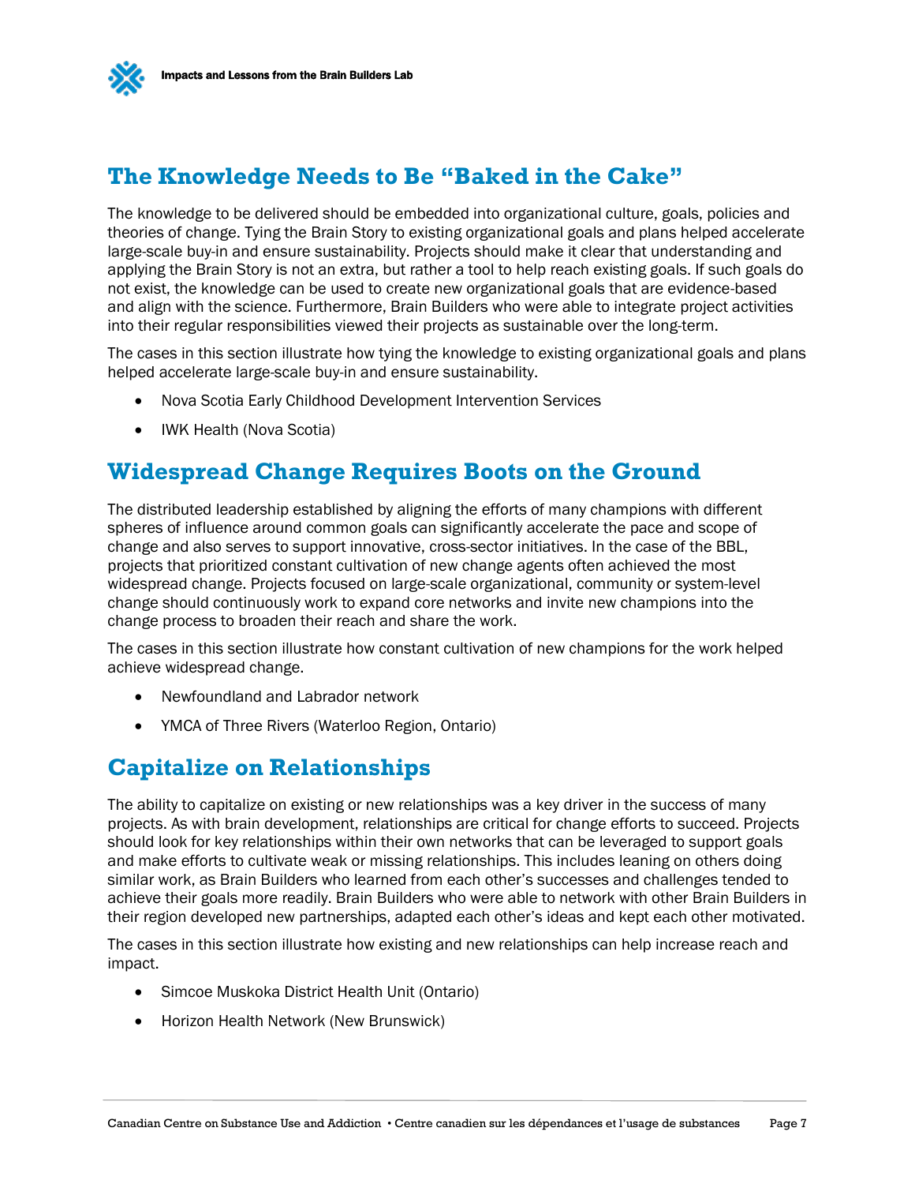## The Knowledge Needs to Be "Baked in the Cake"

The knowledge to be delivered should be embedded into organizational culture, goals, policies and theories of change. Tying the Brain Story to existing organizational goals and plans helped accelerate large-scale buy-in and ensure sustainability. Projects should make it clear that understanding and applying the Brain Story is not an extra, but rather a tool to help reach existing goals. If such goals do not exist, the knowledge can be used to create new organizational goals that are evidence-based and align with the science. Furthermore, Brain Builders who were able to integrate project activities into their regular responsibilities viewed their projects as sustainable over the long-term.

The cases in this section illustrate how tying the knowledge to existing organizational goals and plans helped accelerate large-scale buy-in and ensure sustainability.

- Nova Scotia Early Childhood Development Intervention Services
- IWK Health (Nova Scotia)

## Widespread Change Requires Boots on the Ground

The distributed leadership established by aligning the efforts of many champions with different spheres of influence around common goals can significantly accelerate the pace and scope of change and also serves to support innovative, cross-sector initiatives. In the case of the BBL, projects that prioritized constant cultivation of new change agents often achieved the most widespread change. Projects focused on large-scale organizational, community or system-level change should continuously work to expand core networks and invite new champions into the change process to broaden their reach and share the work.

The cases in this section illustrate how constant cultivation of new champions for the work helped achieve widespread change.

- Newfoundland and Labrador network
- YMCA of Three Rivers (Waterloo Region, Ontario)

## Capitalize on Relationships

The ability to capitalize on existing or new relationships was a key driver in the success of many projects. As with brain development, relationships are critical for change efforts to succeed. Projects should look for key relationships within their own networks that can be leveraged to support goals and make efforts to cultivate weak or missing relationships. This includes leaning on others doing similar work, as Brain Builders who learned from each other's successes and challenges tended to achieve their goals more readily. Brain Builders who were able to network with other Brain Builders in their region developed new partnerships, adapted each other's ideas and kept each other motivated.

The cases in this section illustrate how existing and new relationships can help increase reach and impact.

- Simcoe Muskoka District Health Unit (Ontario)
- Horizon Health Network (New Brunswick)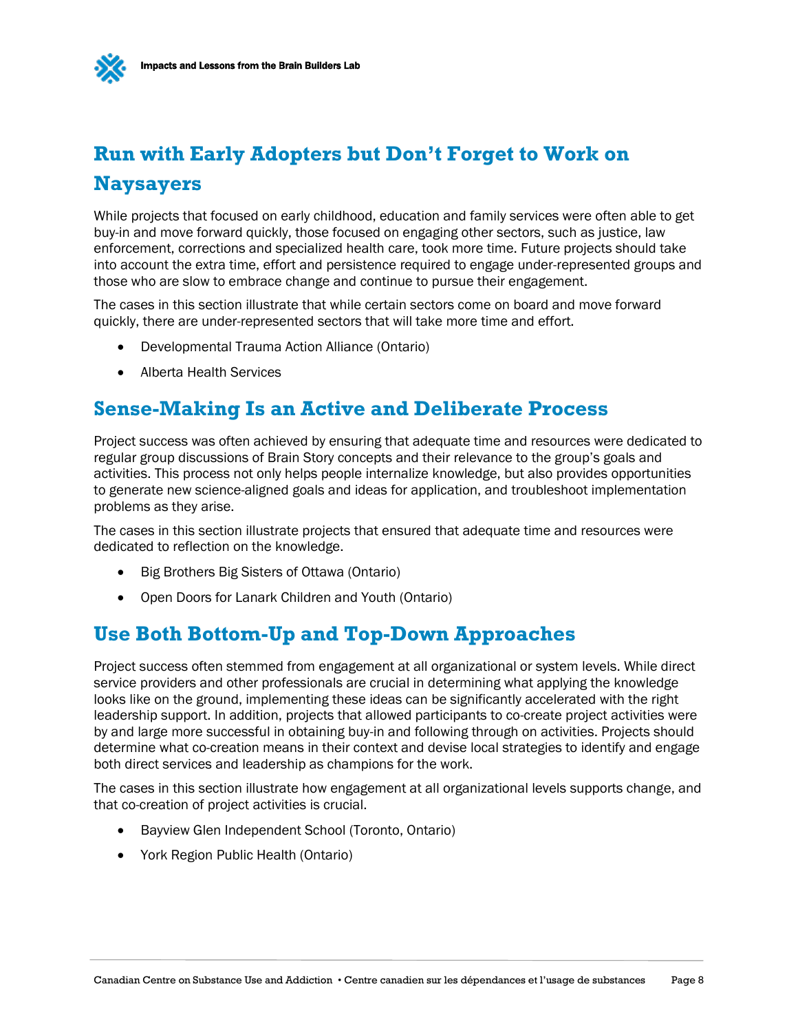## Run with Early Adopters but Don't Forget to Work on Naysayers

While projects that focused on early childhood, education and family services were often able to get buy-in and move forward quickly, those focused on engaging other sectors, such as justice, law enforcement, corrections and specialized health care, took more time. Future projects should take into account the extra time, effort and persistence required to engage under-represented groups and those who are slow to embrace change and continue to pursue their engagement.

The cases in this section illustrate that while certain sectors come on board and move forward quickly, there are under-represented sectors that will take more time and effort.

- Developmental Trauma Action Alliance (Ontario)
- Alberta Health Services

## Sense-Making Is an Active and Deliberate Process

Project success was often achieved by ensuring that adequate time and resources were dedicated to regular group discussions of Brain Story concepts and their relevance to the group's goals and activities. This process not only helps people internalize knowledge, but also provides opportunities to generate new science-aligned goals and ideas for application, and troubleshoot implementation problems as they arise.

The cases in this section illustrate projects that ensured that adequate time and resources were dedicated to reflection on the knowledge.

- Big Brothers Big Sisters of Ottawa (Ontario)
- Open Doors for Lanark Children and Youth (Ontario)

## Use Both Bottom-Up and Top-Down Approaches

Project success often stemmed from engagement at all organizational or system levels. While direct service providers and other professionals are crucial in determining what applying the knowledge looks like on the ground, implementing these ideas can be significantly accelerated with the right leadership support. In addition, projects that allowed participants to co-create project activities were by and large more successful in obtaining buy-in and following through on activities. Projects should determine what co-creation means in their context and devise local strategies to identify and engage both direct services and leadership as champions for the work.

The cases in this section illustrate how engagement at all organizational levels supports change, and that co-creation of project activities is crucial.

- Bayview Glen Independent School (Toronto, Ontario)
- York Region Public Health (Ontario)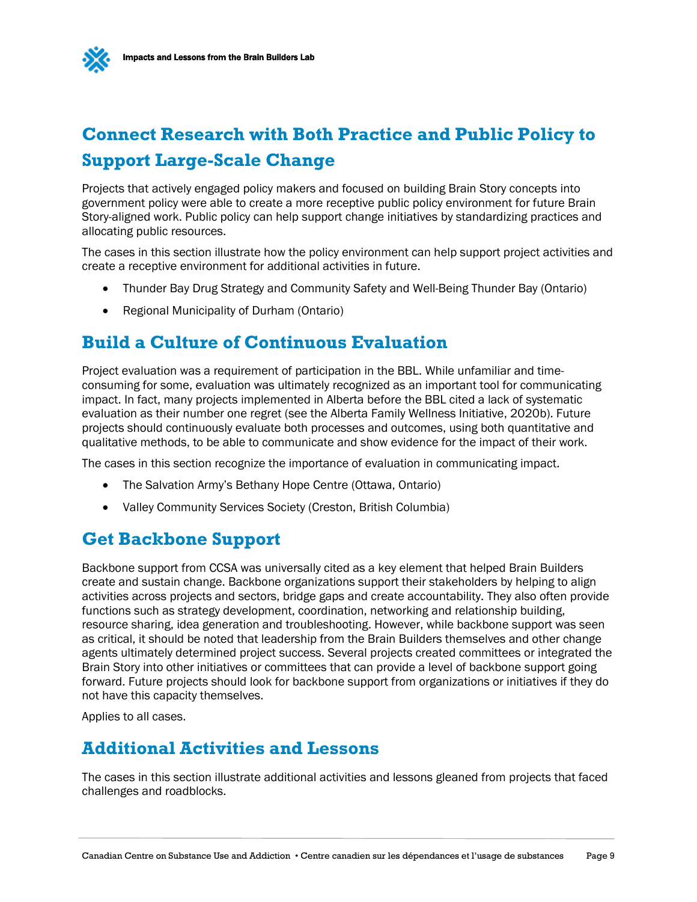## Connect Research with Both Practice and Public Policy to Support Large-Scale Change

Projects that actively engaged policy makers and focused on building Brain Story concepts into government policy were able to create a more receptive public policy environment for future Brain Story-aligned work. Public policy can help support change initiatives by standardizing practices and allocating public resources.

The cases in this section illustrate how the policy environment can help support project activities and create a receptive environment for additional activities in future.

- Thunder Bay Drug Strategy and Community Safety and Well-Being Thunder Bay (Ontario)
- Regional Municipality of Durham (Ontario)

## Build a Culture of Continuous Evaluation

Project evaluation was a requirement of participation in the BBL. While unfamiliar and time-consuming for some, evaluation was ultimately recognized as an important tool for communicating impact. In fact, many projects implemented in Alberta before the BBL cited a lack of systematic evaluation as their number one regret (see the Alberta Family Wellness Initiative, 2020b). Future projects should continuously evaluate both processes and outcomes, using both quantitative and qualitative methods, to be able to communicate and show evidence for the impact of their work.

The cases in this section recognize the importance of evaluation in communicating impact.

- The Salvation Army's Bethany Hope Centre (Ottawa, Ontario)
- Valley Community Services Society (Creston, British Columbia)

## Get Backbone Support

Backbone support from CCSA was universally cited as a key element that helped Brain Builders create and sustain change. Backbone organizations support their stakeholders by helping to align activities across projects and sectors, bridge gaps and create accountability. They also often provide functions such as strategy development, coordination, networking and relationship building, resource sharing, idea generation and troubleshooting. However, while backbone support was seen as critical, it should be noted that leadership from the Brain Builders themselves and other change agents ultimately determined project success. Several projects created committees or integrated the Brain Story into other initiatives or committees that can provide a level of backbone support going forward. Future projects should look for backbone support from organizations or initiatives if they do not have this capacity themselves.

Applies to all cases.

## Additional Activities and Lessons

The cases in this section illustrate additional activities and lessons gleaned from projects that faced challenges and roadblocks.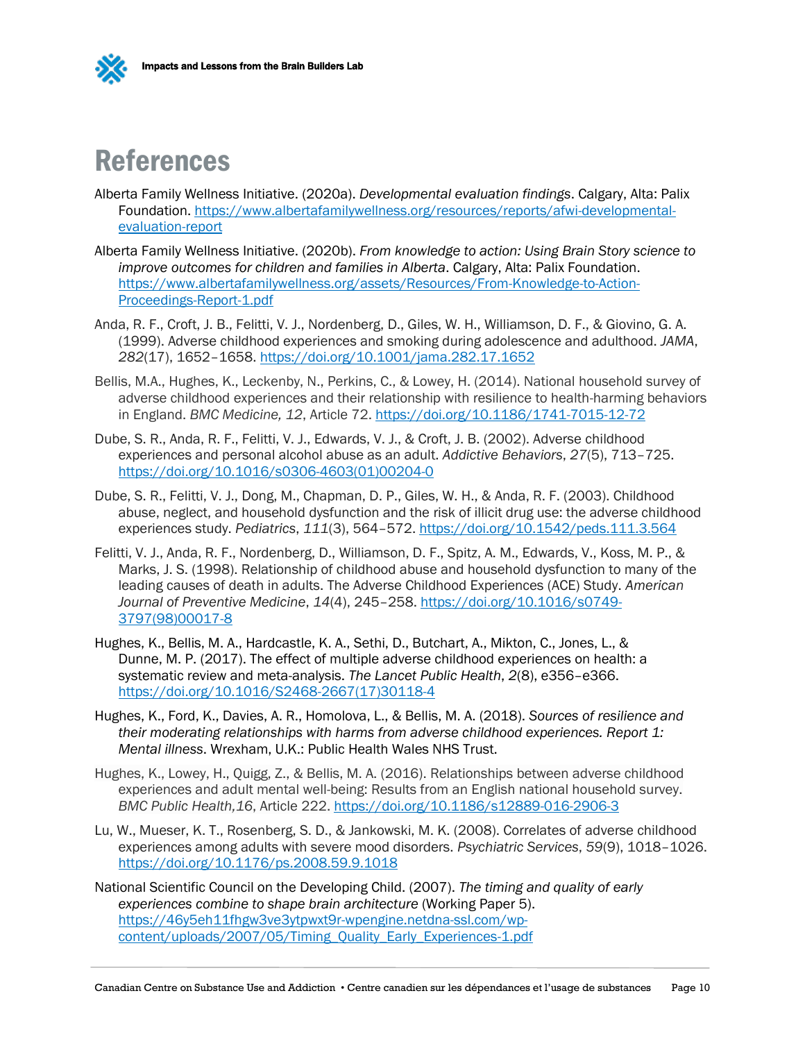# References

Alberta Family Wellness Initiative. (2020a). *Developmental evaluation findings*. Calgary, Alta: Palix Foundation. https://www.albertafamilywellness.org/resources/reports/afwi-developmental-evaluation-report

Alberta Family Wellness Initiative. (2020b). *From knowledge to action: Using Brain Story science to improve outcomes for children and families in Alberta*. Calgary, Alta: Palix Foundation. https://www.albertafamilywellness.org/assets/Resources/From-Knowledge-to-Action-Proceedings-Report-1.pdf

Anda, R. F., Croft, J. B., Felitti, V. J., Nordenberg, D., Giles, W. H., Williamson, D. F., & Giovino, G. A. (1999). Adverse childhood experiences and smoking during adolescence and adulthood. *JAMA*, *282*(17), 1652–1658. https://doi.org/10.1001/jama.282.17.1652

Bellis, M.A., Hughes, K., Leckenby, N., Perkins, C., & Lowey, H. (2014). National household survey of adverse childhood experiences and their relationship with resilience to health-harming behaviors in England. *BMC Medicine, 12*, Article 72. https://doi.org/10.1186/1741-7015-12-72

Dube, S. R., Anda, R. F., Felitti, V. J., Edwards, V. J., & Croft, J. B. (2002). Adverse childhood experiences and personal alcohol abuse as an adult. *Addictive Behaviors*, *27*(5), 713–725. https://doi.org/10.1016/s0306-4603(01)00204-0

Dube, S. R., Felitti, V. J., Dong, M., Chapman, D. P., Giles, W. H., & Anda, R. F. (2003). Childhood abuse, neglect, and household dysfunction and the risk of illicit drug use: the adverse childhood experiences study. *Pediatrics*, *111*(3), 564–572. https://doi.org/10.1542/peds.111.3.564

Felitti, V. J., Anda, R. F., Nordenberg, D., Williamson, D. F., Spitz, A. M., Edwards, V., Koss, M. P., & Marks, J. S. (1998). Relationship of childhood abuse and household dysfunction to many of the leading causes of death in adults. The Adverse Childhood Experiences (ACE) Study. *American Journal of Preventive Medicine*, *14*(4), 245–258. https://doi.org/10.1016/s0749-3797(98)00017-8

Hughes, K., Bellis, M. A., Hardcastle, K. A., Sethi, D., Butchart, A., Mikton, C., Jones, L., & Dunne, M. P. (2017). The effect of multiple adverse childhood experiences on health: a systematic review and meta-analysis. *The Lancet Public Health*, *2*(8), e356–e366. https://doi.org/10.1016/S2468-2667(17)30118-4

Hughes, K., Ford, K., Davies, A. R., Homolova, L., & Bellis, M. A. (2018). *Sources of resilience and their moderating relationships with harms from adverse childhood experiences. Report 1: Mental illness*. Wrexham, U.K.: Public Health Wales NHS Trust.

Hughes, K., Lowey, H., Quigg, Z., & Bellis, M. A. (2016). Relationships between adverse childhood experiences and adult mental well-being: Results from an English national household survey. *BMC Public Health,16*, Article 222. https://doi.org/10.1186/s12889-016-2906-3

Lu, W., Mueser, K. T., Rosenberg, S. D., & Jankowski, M. K. (2008). Correlates of adverse childhood experiences among adults with severe mood disorders. *Psychiatric Services*, *59*(9), 1018–1026. https://doi.org/10.1176/ps.2008.59.9.1018

National Scientific Council on the Developing Child. (2007). *The timing and quality of early experiences combine to shape brain architecture* (Working Paper 5). https://46y5eh11fhgw3ve3ytpwxt9r-wpengine.netdna-ssl.com/wp-content/uploads/2007/05/Timing_Quality_Early_Experiences-1.pdf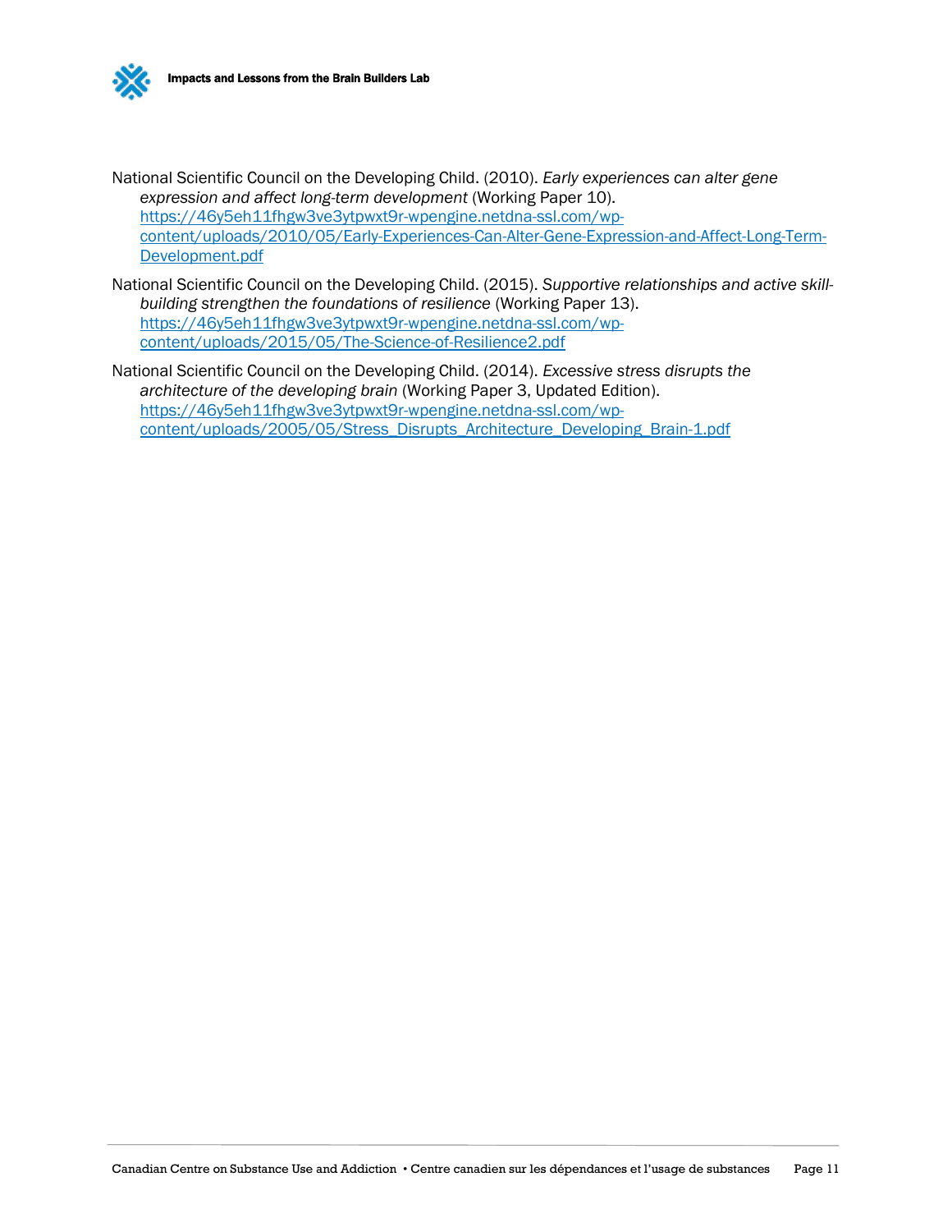National Scientific Council on the Developing Child. (2010). *Early experiences can alter gene expression and affect long-term development* (Working Paper 10). https://46y5eh11fhgw3ve3ytpwxt9r-wpengine.netdna-ssl.com/wp-content/uploads/2010/05/Early-Experiences-Can-Alter-Gene-Expression-and-Affect-Long-Term-Development.pdf

National Scientific Council on the Developing Child. (2015). *Supportive relationships and active skill-building strengthen the foundations of resilience* (Working Paper 13). https://46y5eh11fhgw3ve3ytpwxt9r-wpengine.netdna-ssl.com/wp-content/uploads/2015/05/The-Science-of-Resilience2.pdf

National Scientific Council on the Developing Child. (2014). *Excessive stress disrupts the architecture of the developing brain* (Working Paper 3, Updated Edition). https://46y5eh11fhgw3ve3ytpwxt9r-wpengine.netdna-ssl.com/wp-content/uploads/2005/05/Stress_Disrupts_Architecture_Developing_Brain-1.pdf